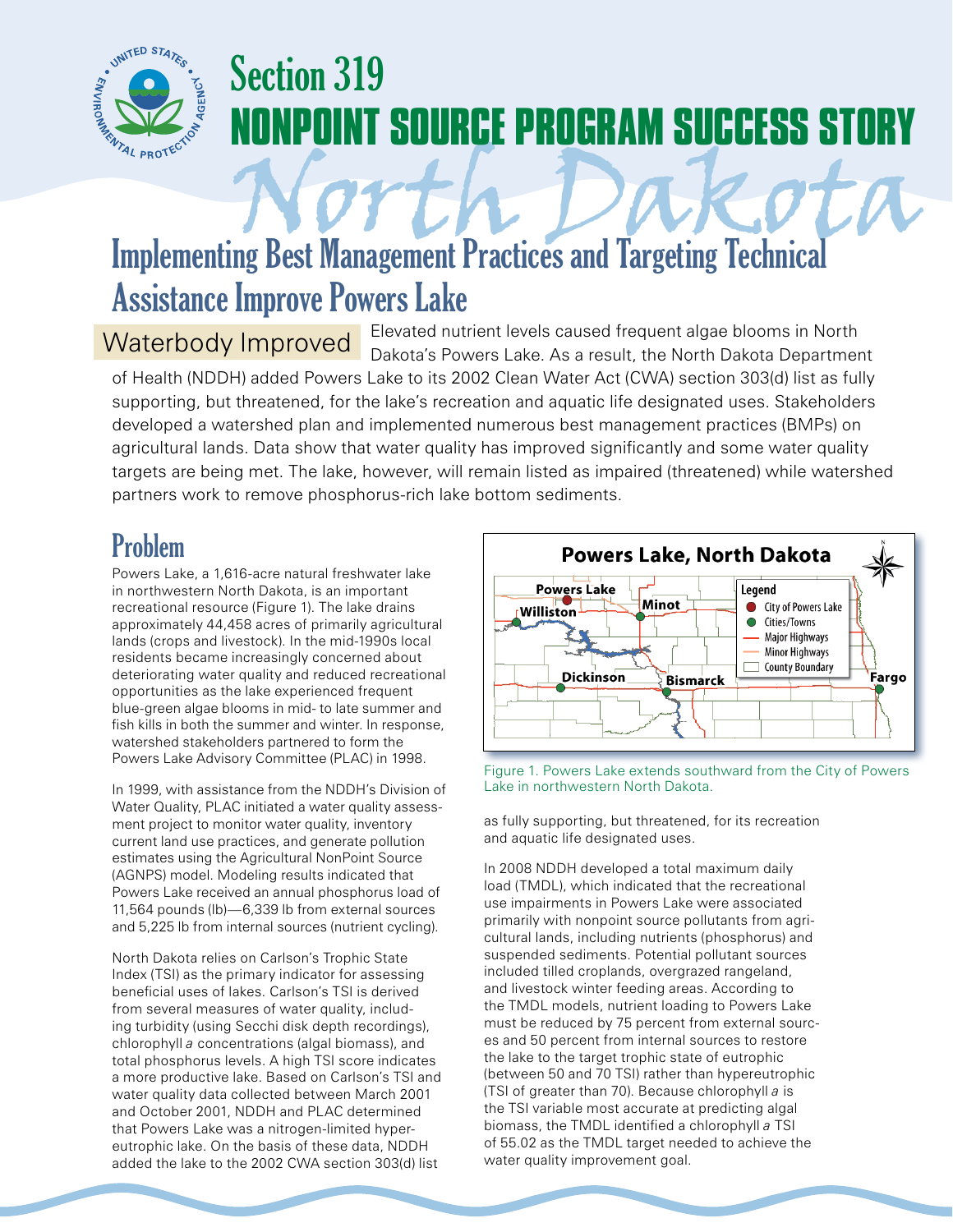# Section 319 NONPOINT SOURCE PROGRAM SUCCESS STORY

# North Dakota

## Implementing Best Management Practices and Targeting Technical Assistance Improve Powers Lake

**Waterbody Improved** Elevated nutrient levels caused frequent algae blooms in North Dakota's Powers Lake. As a result, the North Dakota Department of Health (NDDH) added Powers Lake to its 2002 Clean Water Act (CWA) section 303(d) list as fully supporting, but threatened, for the lake's recreation and aquatic life designated uses. Stakeholders developed a watershed plan and implemented numerous best management practices (BMPs) on agricultural lands. Data show that water quality has improved significantly and some water quality targets are being met. The lake, however, will remain listed as impaired (threatened) while watershed partners work to remove phosphorus-rich lake bottom sediments.

## Problem

Powers Lake, a 1,616-acre natural freshwater lake in northwestern North Dakota, is an important recreational resource (Figure 1). The lake drains approximately 44,458 acres of primarily agricultural lands (crops and livestock). In the mid-1990s local residents became increasingly concerned about deteriorating water quality and reduced recreational opportunities as the lake experienced frequent blue-green algae blooms in mid- to late summer and fish kills in both the summer and winter. In response, watershed stakeholders partnered to form the Powers Lake Advisory Committee (PLAC) in 1998.

In 1999, with assistance from the NDDH's Division of Water Quality, PLAC initiated a water quality assessment project to monitor water quality, inventory current land use practices, and generate pollution estimates using the Agricultural NonPoint Source (AGNPS) model. Modeling results indicated that Powers Lake received an annual phosphorus load of 11,564 pounds (lb)—6,339 lb from external sources and 5,225 lb from internal sources (nutrient cycling).

North Dakota relies on Carlson's Trophic State Index (TSI) as the primary indicator for assessing beneficial uses of lakes. Carlson's TSI is derived from several measures of water quality, including turbidity (using Secchi disk depth recordings), chlorophyll *a* concentrations (algal biomass), and total phosphorus levels. A high TSI score indicates a more productive lake. Based on Carlson's TSI and water quality data collected between March 2001 and October 2001, NDDH and PLAC determined that Powers Lake was a nitrogen-limited hypereutrophic lake. On the basis of these data, NDDH added the lake to the 2002 CWA section 303(d) list as fully supporting, but threatened, for its recreation and aquatic life designated uses.

Figure 1. Powers Lake extends southward from the City of Powers Lake in northwestern North Dakota.

In 2008 NDDH developed a total maximum daily load (TMDL), which indicated that the recreational use impairments in Powers Lake were associated primarily with nonpoint source pollutants from agricultural lands, including nutrients (phosphorus) and suspended sediments. Potential pollutant sources included tilled croplands, overgrazed rangeland, and livestock winter feeding areas. According to the TMDL models, nutrient loading to Powers Lake must be reduced by 75 percent from external sources and 50 percent from internal sources to restore the lake to the target trophic state of eutrophic (between 50 and 70 TSI) rather than hypereutrophic (TSI of greater than 70). Because chlorophyll *a* is the TSI variable most accurate at predicting algal biomass, the TMDL identified a chlorophyll *a* TSI of 55.02 as the TMDL target needed to achieve the water quality improvement goal.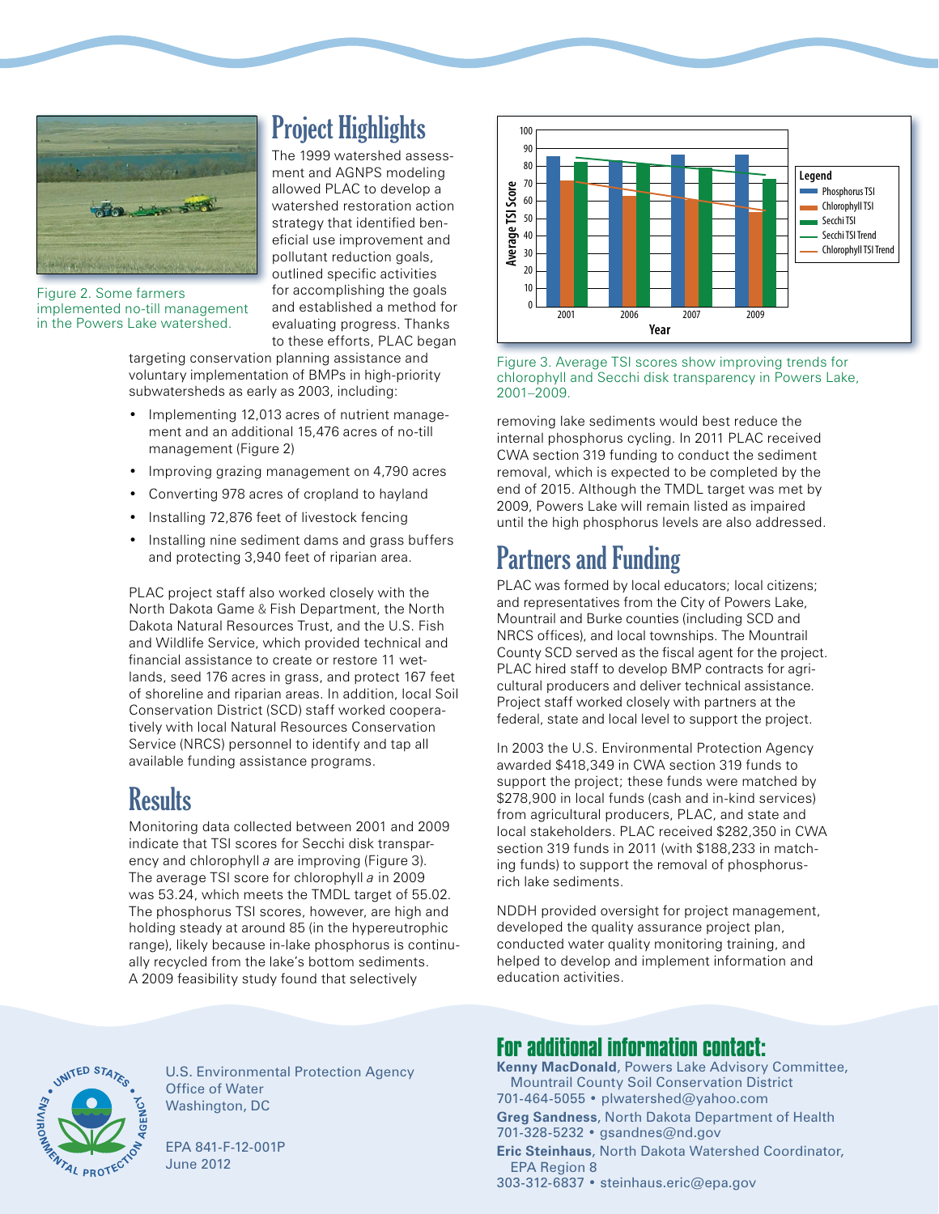Figure 2. Some farmers implemented no-till management in the Powers Lake watershed.

## Project Highlights

The 1999 watershed assessment and AGNPS modeling allowed PLAC to develop a watershed restoration action strategy that identified beneficial use improvement and pollutant reduction goals, outlined specific activities for accomplishing the goals and established a method for evaluating progress. Thanks to these efforts, PLAC began targeting conservation planning assistance and voluntary implementation of BMPs in high-priority subwatersheds as early as 2003, including:

- Implementing 12,013 acres of nutrient management and an additional 15,476 acres of no-till management (Figure 2)
- Improving grazing management on 4,790 acres
- Converting 978 acres of cropland to hayland
- Installing 72,876 feet of livestock fencing
- Installing nine sediment dams and grass buffers and protecting 3,940 feet of riparian area.

PLAC project staff also worked closely with the North Dakota Game & Fish Department, the North Dakota Natural Resources Trust, and the U.S. Fish and Wildlife Service, which provided technical and financial assistance to create or restore 11 wetlands, seed 176 acres in grass, and protect 167 feet of shoreline and riparian areas. In addition, local Soil Conservation District (SCD) staff worked cooperatively with local Natural Resources Conservation Service (NRCS) personnel to identify and tap all available funding assistance programs.

## Results

Monitoring data collected between 2001 and 2009 indicate that TSI scores for Secchi disk transparency and chlorophyll *a* are improving (Figure 3). The average TSI score for chlorophyll *a* in 2009 was 53.24, which meets the TMDL target of 55.02. The phosphorus TSI scores, however, are high and holding steady at around 85 (in the hypereutrophic range), likely because in-lake phosphorus is continually recycled from the lake's bottom sediments. A 2009 feasibility study found that selectively removing lake sediments would best reduce the internal phosphorus cycling. In 2011 PLAC received CWA section 319 funding to conduct the sediment removal, which is expected to be completed by the end of 2015. Although the TMDL target was met by 2009, Powers Lake will remain listed as impaired until the high phosphorus levels are also addressed.

Average TSI Score
100
90
80
70
60
50
40
30
20
10
0
2001
2006
2007
2009
Year

Legend
Phosphorus TSI
Chlorophyll TSI
Secchi TSI
Secchi TSI Trend
Chlorophyll TSI Trend

Figure 3. Average TSI scores show improving trends for chlorophyll and Secchi disk transparency in Powers Lake, 2001–2009.

## Partners and Funding

PLAC was formed by local educators; local citizens; and representatives from the City of Powers Lake, Mountrail and Burke counties (including SCD and NRCS offices), and local townships. The Mountrail County SCD served as the fiscal agent for the project. PLAC hired staff to develop BMP contracts for agricultural producers and deliver technical assistance. Project staff worked closely with partners at the federal, state and local level to support the project.

In 2003 the U.S. Environmental Protection Agency awarded $418,349 in CWA section 319 funds to support the project; these funds were matched by $278,900 in local funds (cash and in-kind services) from agricultural producers, PLAC, and state and local stakeholders. PLAC received $282,350 in CWA section 319 funds in 2011 (with $188,233 in matching funds) to support the removal of phosphorus-rich lake sediments.

NDDH provided oversight for project management, developed the quality assurance project plan, conducted water quality monitoring training, and helped to develop and implement information and education activities.

U.S. Environmental Protection Agency
Office of Water
Washington, DC

EPA 841-F-12-001P
June 2012

### For additional information contact:

**Kenny MacDonald**, Powers Lake Advisory Committee, Mountrail County Soil Conservation District
701-464-5055 • plwatershed@yahoo.com

**Greg Sandness**, North Dakota Department of Health
701-328-5232 • gsandnes@nd.gov

**Eric Steinhaus**, North Dakota Watershed Coordinator, EPA Region 8
303-312-6837 • steinhaus.eric@epa.gov